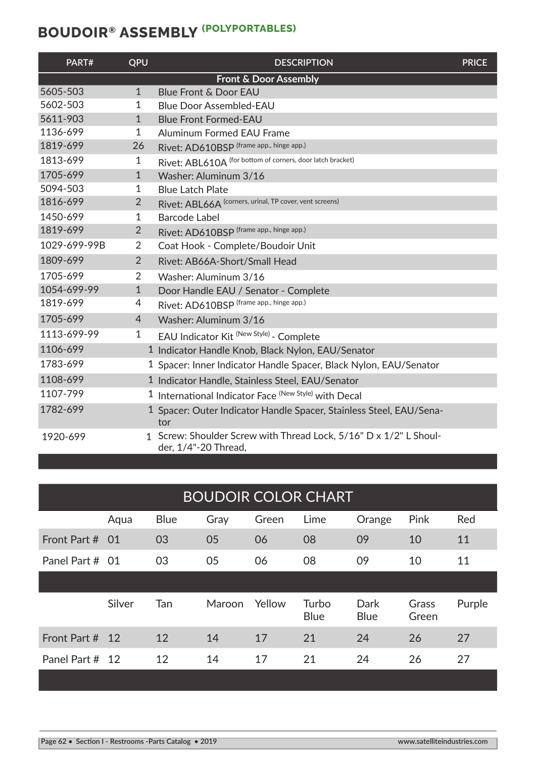# BOUDOIR® ASSEMBLY (POLYPORTABLES)

| PART# | QPU | DESCRIPTION | PRICE |
|---|---|---|---|
| | | **Front & Door Assembly** | |
| 5605-503 | 1 | Blue Front & Door EAU | |
| 5602-503 | 1 | Blue Door Assembled-EAU | |
| 5611-903 | 1 | Blue Front Formed-EAU | |
| 1136-699 | 1 | Aluminum Formed EAU Frame | |
| 1819-699 | 26 | Rivet: AD610BSP (frame app., hinge app.) | |
| 1813-699 | 1 | Rivet: ABL610A (for bottom of corners, door latch bracket) | |
| 1705-699 | 1 | Washer: Aluminum 3/16 | |
| 5094-503 | 1 | Blue Latch Plate | |
| 1816-699 | 2 | Rivet: ABL66A (corners, urinal, TP cover, vent screens) | |
| 1450-699 | 1 | Barcode Label | |
| 1819-699 | 2 | Rivet: AD610BSP (frame app., hinge app.) | |
| 1029-699-99B | 2 | Coat Hook - Complete/Boudoir Unit | |
| 1809-699 | 2 | Rivet: AB66A-Short/Small Head | |
| 1705-699 | 2 | Washer: Aluminum 3/16 | |
| 1054-699-99 | 1 | Door Handle EAU / Senator - Complete | |
| 1819-699 | 4 | Rivet: AD610BSP (frame app., hinge app.) | |
| 1705-699 | 4 | Washer: Aluminum 3/16 | |
| 1113-699-99 | 1 | EAU Indicator Kit (New Style) - Complete | |
| 1106-699 | 1 | Indicator Handle Knob, Black Nylon, EAU/Senator | |
| 1783-699 | 1 | Spacer: Inner Indicator Handle Spacer, Black Nylon, EAU/Senator | |
| 1108-699 | 1 | Indicator Handle, Stainless Steel, EAU/Senator | |
| 1107-799 | 1 | International Indicator Face (New Style) with Decal | |
| 1782-699 | 1 | Spacer: Outer Indicator Handle Spacer, Stainless Steel, EAU/Senator | |
| 1920-699 | 1 | Screw: Shoulder Screw with Thread Lock, 5/16" D x 1/2" L Shoulder, 1/4"-20 Thread, | |

## BOUDOIR COLOR CHART

| | Aqua | Blue | Gray | Green | Lime | Orange | Pink | Red |
|---|---|---|---|---|---|---|---|---|
| Front Part # | 01 | 03 | 05 | 06 | 08 | 09 | 10 | 11 |
| Panel Part # | 01 | 03 | 05 | 06 | 08 | 09 | 10 | 11 |

| | Silver | Tan | Maroon | Yellow | Turbo Blue | Dark Blue | Grass Green | Purple |
|---|---|---|---|---|---|---|---|---|
| Front Part # | 12 | 12 | 14 | 17 | 21 | 24 | 26 | 27 |
| Panel Part # | 12 | 12 | 14 | 17 | 21 | 24 | 26 | 27 |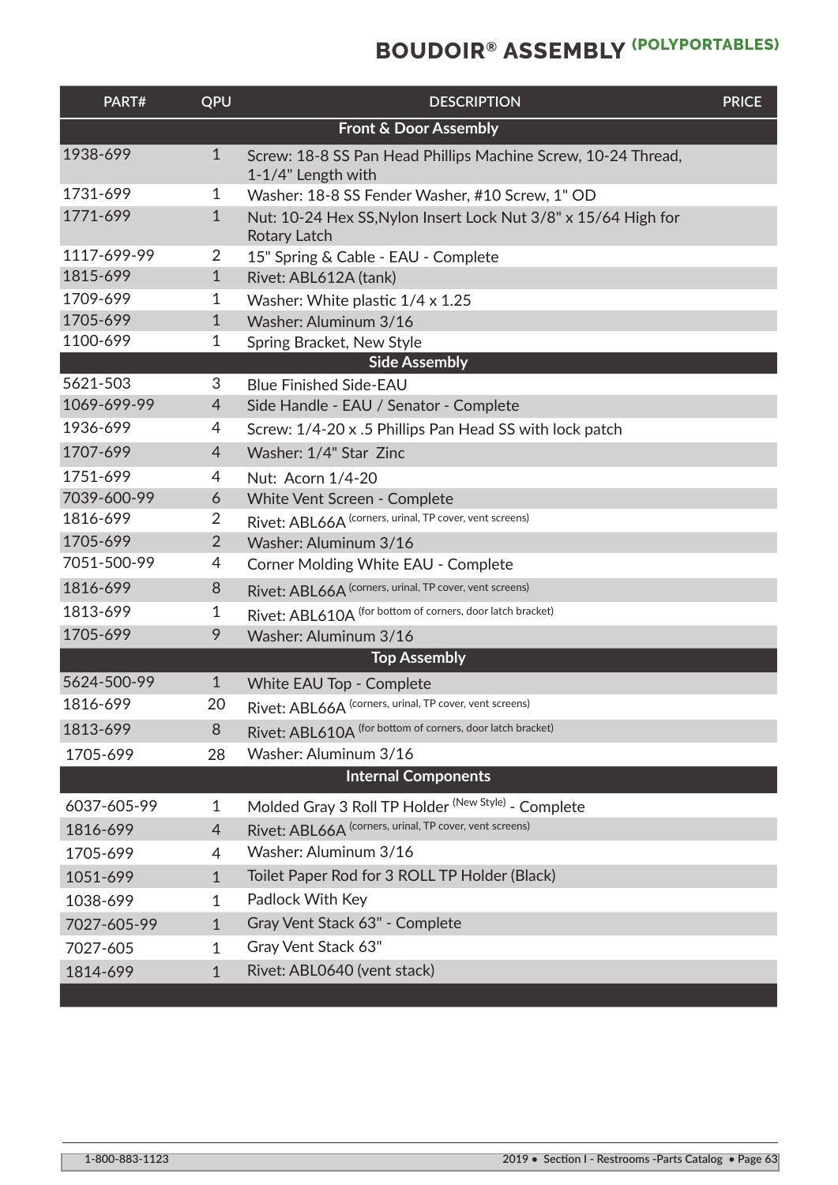# BOUDOIR® ASSEMBLY (POLYPORTABLES)

| PART# | QPU | DESCRIPTION | PRICE |
|---|---|---|---|
| | | **Front & Door Assembly** | |
| 1938-699 | 1 | Screw: 18-8 SS Pan Head Phillips Machine Screw, 10-24 Thread, 1-1/4" Length with | |
| 1731-699 | 1 | Washer: 18-8 SS Fender Washer, #10 Screw, 1" OD | |
| 1771-699 | 1 | Nut: 10-24 Hex SS,Nylon Insert Lock Nut 3/8" x 15/64 High for Rotary Latch | |
| 1117-699-99 | 2 | 15" Spring & Cable - EAU - Complete | |
| 1815-699 | 1 | Rivet: ABL612A (tank) | |
| 1709-699 | 1 | Washer: White plastic 1/4 x 1.25 | |
| 1705-699 | 1 | Washer: Aluminum 3/16 | |
| 1100-699 | 1 | Spring Bracket, New Style | |
| | | **Side Assembly** | |
| 5621-503 | 3 | Blue Finished Side-EAU | |
| 1069-699-99 | 4 | Side Handle - EAU / Senator - Complete | |
| 1936-699 | 4 | Screw: 1/4-20 x .5 Phillips Pan Head SS with lock patch | |
| 1707-699 | 4 | Washer: 1/4" Star Zinc | |
| 1751-699 | 4 | Nut: Acorn 1/4-20 | |
| 7039-600-99 | 6 | White Vent Screen - Complete | |
| 1816-699 | 2 | Rivet: ABL66A (corners, urinal, TP cover, vent screens) | |
| 1705-699 | 2 | Washer: Aluminum 3/16 | |
| 7051-500-99 | 4 | Corner Molding White EAU - Complete | |
| 1816-699 | 8 | Rivet: ABL66A (corners, urinal, TP cover, vent screens) | |
| 1813-699 | 1 | Rivet: ABL610A (for bottom of corners, door latch bracket) | |
| 1705-699 | 9 | Washer: Aluminum 3/16 | |
| | | **Top Assembly** | |
| 5624-500-99 | 1 | White EAU Top - Complete | |
| 1816-699 | 20 | Rivet: ABL66A (corners, urinal, TP cover, vent screens) | |
| 1813-699 | 8 | Rivet: ABL610A (for bottom of corners, door latch bracket) | |
| 1705-699 | 28 | Washer: Aluminum 3/16 | |
| | | **Internal Components** | |
| 6037-605-99 | 1 | Molded Gray 3 Roll TP Holder (New Style) - Complete | |
| 1816-699 | 4 | Rivet: ABL66A (corners, urinal, TP cover, vent screens) | |
| 1705-699 | 4 | Washer: Aluminum 3/16 | |
| 1051-699 | 1 | Toilet Paper Rod for 3 ROLL TP Holder (Black) | |
| 1038-699 | 1 | Padlock With Key | |
| 7027-605-99 | 1 | Gray Vent Stack 63" - Complete | |
| 7027-605 | 1 | Gray Vent Stack 63" | |
| 1814-699 | 1 | Rivet: ABL0640 (vent stack) | |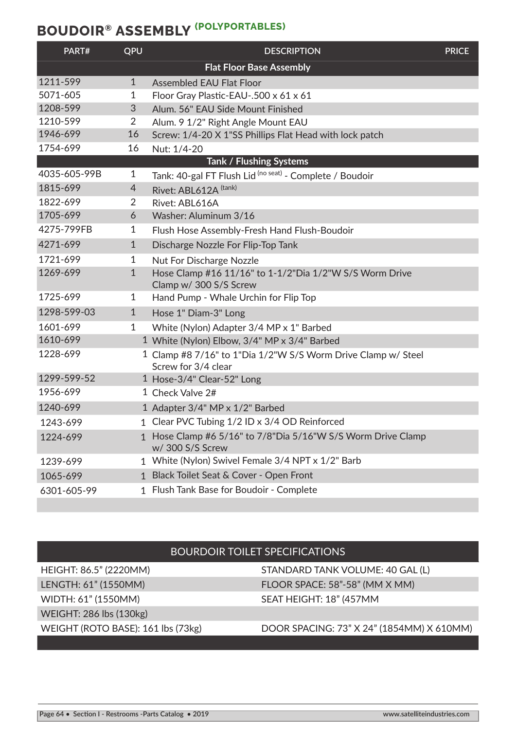## BOUDOIR® ASSEMBLY (POLYPORTABLES)

| PART# | QPU | DESCRIPTION | PRICE |
|---|---|---|---|
| **Flat Floor Base Assembly** | | | |
| 1211-599 | 1 | Assembled EAU Flat Floor | |
| 5071-605 | 1 | Floor Gray Plastic-EAU-.500 x 61 x 61 | |
| 1208-599 | 3 | Alum. 56" EAU Side Mount Finished | |
| 1210-599 | 2 | Alum. 9 1/2" Right Angle Mount EAU | |
| 1946-699 | 16 | Screw: 1/4-20 X 1"SS Phillips Flat Head with lock patch | |
| 1754-699 | 16 | Nut: 1/4-20 | |
| **Tank / Flushing Systems** | | | |
| 4035-605-99B | 1 | Tank: 40-gal FT Flush Lid (no seat) - Complete / Boudoir | |
| 1815-699 | 4 | Rivet: ABL612A (tank) | |
| 1822-699 | 2 | Rivet: ABL616A | |
| 1705-699 | 6 | Washer: Aluminum 3/16 | |
| 4275-799FB | 1 | Flush Hose Assembly-Fresh Hand Flush-Boudoir | |
| 4271-699 | 1 | Discharge Nozzle For Flip-Top Tank | |
| 1721-699 | 1 | Nut For Discharge Nozzle | |
| 1269-699 | 1 | Hose Clamp #16 11/16" to 1-1/2"Dia 1/2"W S/S Worm Drive Clamp w/ 300 S/S Screw | |
| 1725-699 | 1 | Hand Pump - Whale Urchin for Flip Top | |
| 1298-599-03 | 1 | Hose 1" Diam-3" Long | |
| 1601-699 | 1 | White (Nylon) Adapter 3/4 MP x 1" Barbed | |
| 1610-699 | 1 | White (Nylon) Elbow, 3/4" MP x 3/4" Barbed | |
| 1228-699 | 1 | Clamp #8 7/16" to 1"Dia 1/2"W S/S Worm Drive Clamp w/ Steel Screw for 3/4 clear | |
| 1299-599-52 | 1 | Hose-3/4" Clear-52" Long | |
| 1956-699 | 1 | Check Valve 2# | |
| 1240-699 | 1 | Adapter 3/4" MP x 1/2" Barbed | |
| 1243-699 | 1 | Clear PVC Tubing 1/2 ID x 3/4 OD Reinforced | |
| 1224-699 | 1 | Hose Clamp #6 5/16" to 7/8"Dia 5/16"W S/S Worm Drive Clamp w/ 300 S/S Screw | |
| 1239-699 | 1 | White (Nylon) Swivel Female 3/4 NPT x 1/2" Barb | |
| 1065-699 | 1 | Black Toilet Seat & Cover - Open Front | |
| 6301-605-99 | 1 | Flush Tank Base for Boudoir - Complete | |

| BOURDOIR TOILET SPECIFICATIONS | |
|---|---|
| HEIGHT: 86.5” (2220MM) | STANDARD TANK VOLUME: 40 GAL (L) |
| LENGTH: 61” (1550MM) | FLOOR SPACE: 58”-58” (MM X MM) |
| WIDTH: 61” (1550MM) | SEAT HEIGHT: 18” (457MM |
| WEIGHT: 286 lbs (130kg) | |
| WEIGHT (ROTO BASE): 161 lbs (73kg) | DOOR SPACING: 73” X 24” (1854MM) X 610MM) |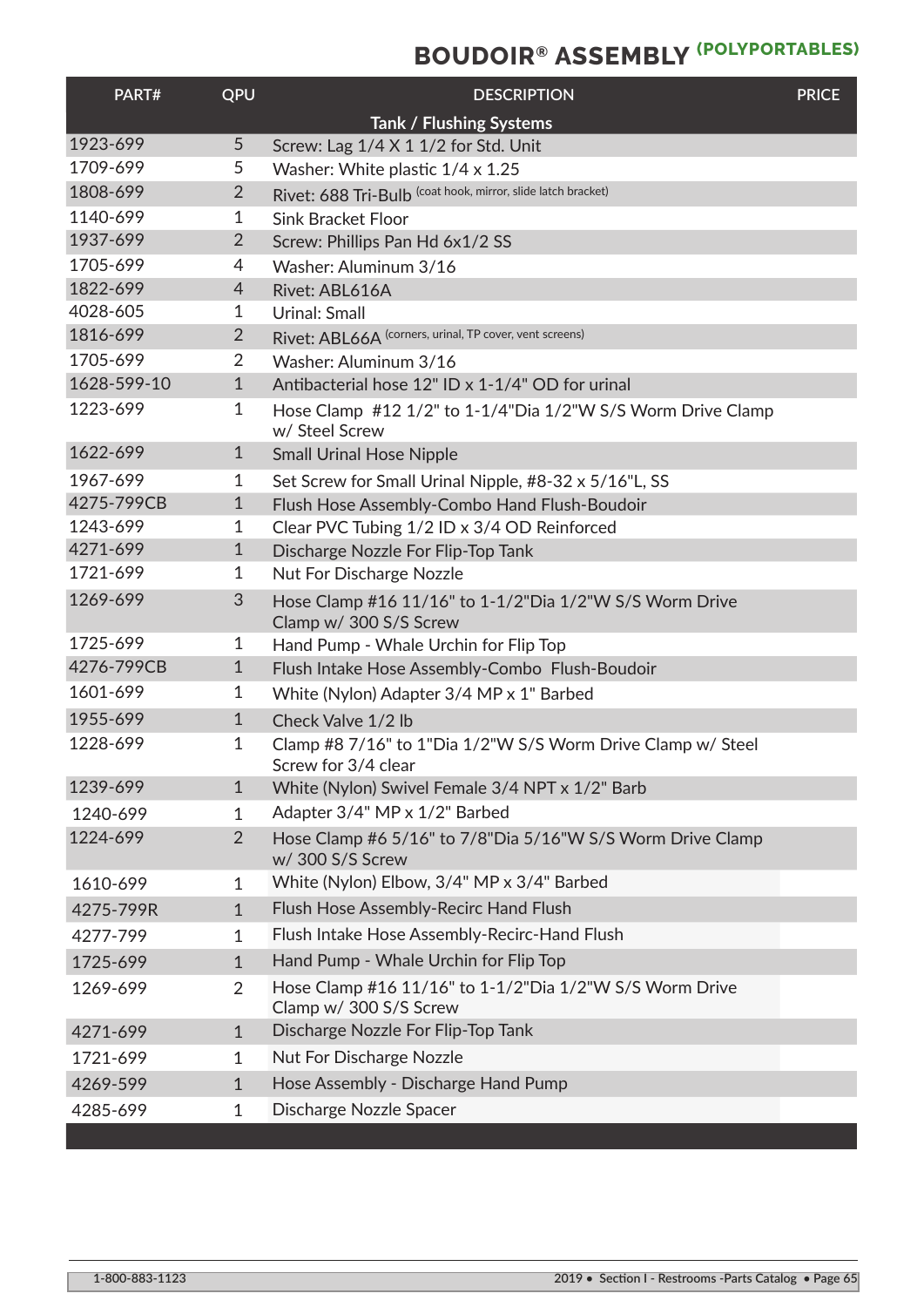# BOUDOIR® ASSEMBLY (POLYPORTABLES)

| PART# | QPU | DESCRIPTION | PRICE |
|---|---|---|---|
| | | **Tank / Flushing Systems** | |
| 1923-699 | 5 | Screw: Lag 1/4 X 1 1/2 for Std. Unit | |
| 1709-699 | 5 | Washer: White plastic 1/4 x 1.25 | |
| 1808-699 | 2 | Rivet: 688 Tri-Bulb (coat hook, mirror, slide latch bracket) | |
| 1140-699 | 1 | Sink Bracket Floor | |
| 1937-699 | 2 | Screw: Phillips Pan Hd 6x1/2 SS | |
| 1705-699 | 4 | Washer: Aluminum 3/16 | |
| 1822-699 | 4 | Rivet: ABL616A | |
| 4028-605 | 1 | Urinal: Small | |
| 1816-699 | 2 | Rivet: ABL66A (corners, urinal, TP cover, vent screens) | |
| 1705-699 | 2 | Washer: Aluminum 3/16 | |
| 1628-599-10 | 1 | Antibacterial hose 12" ID x 1-1/4" OD for urinal | |
| 1223-699 | 1 | Hose Clamp #12 1/2" to 1-1/4"Dia 1/2"W S/S Worm Drive Clamp w/ Steel Screw | |
| 1622-699 | 1 | Small Urinal Hose Nipple | |
| 1967-699 | 1 | Set Screw for Small Urinal Nipple, #8-32 x 5/16"L, SS | |
| 4275-799CB | 1 | Flush Hose Assembly-Combo Hand Flush-Boudoir | |
| 1243-699 | 1 | Clear PVC Tubing 1/2 ID x 3/4 OD Reinforced | |
| 4271-699 | 1 | Discharge Nozzle For Flip-Top Tank | |
| 1721-699 | 1 | Nut For Discharge Nozzle | |
| 1269-699 | 3 | Hose Clamp #16 11/16" to 1-1/2"Dia 1/2"W S/S Worm Drive Clamp w/ 300 S/S Screw | |
| 1725-699 | 1 | Hand Pump - Whale Urchin for Flip Top | |
| 4276-799CB | 1 | Flush Intake Hose Assembly-Combo Flush-Boudoir | |
| 1601-699 | 1 | White (Nylon) Adapter 3/4 MP x 1" Barbed | |
| 1955-699 | 1 | Check Valve 1/2 lb | |
| 1228-699 | 1 | Clamp #8 7/16" to 1"Dia 1/2"W S/S Worm Drive Clamp w/ Steel Screw for 3/4 clear | |
| 1239-699 | 1 | White (Nylon) Swivel Female 3/4 NPT x 1/2" Barb | |
| 1240-699 | 1 | Adapter 3/4" MP x 1/2" Barbed | |
| 1224-699 | 2 | Hose Clamp #6 5/16" to 7/8"Dia 5/16"W S/S Worm Drive Clamp w/ 300 S/S Screw | |
| 1610-699 | 1 | White (Nylon) Elbow, 3/4" MP x 3/4" Barbed | |
| 4275-799R | 1 | Flush Hose Assembly-Recirc Hand Flush | |
| 4277-799 | 1 | Flush Intake Hose Assembly-Recirc-Hand Flush | |
| 1725-699 | 1 | Hand Pump - Whale Urchin for Flip Top | |
| 1269-699 | 2 | Hose Clamp #16 11/16" to 1-1/2"Dia 1/2"W S/S Worm Drive Clamp w/ 300 S/S Screw | |
| 4271-699 | 1 | Discharge Nozzle For Flip-Top Tank | |
| 1721-699 | 1 | Nut For Discharge Nozzle | |
| 4269-599 | 1 | Hose Assembly - Discharge Hand Pump | |
| 4285-699 | 1 | Discharge Nozzle Spacer | |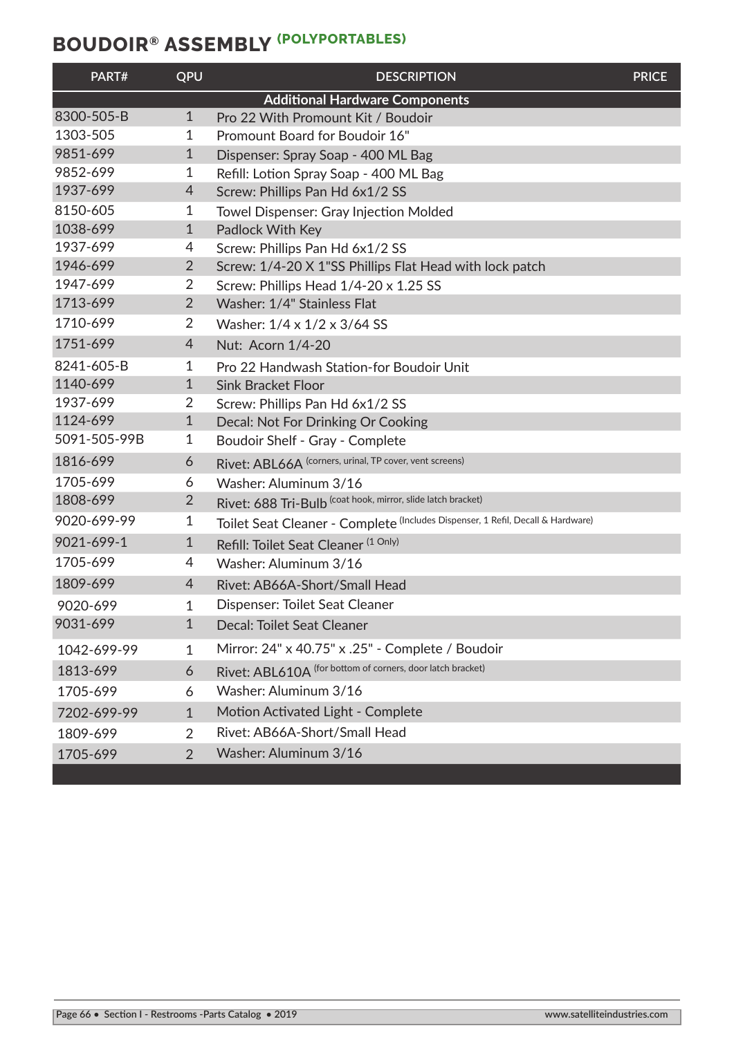## BOUDOIR® ASSEMBLY (POLYPORTABLES)

| PART# | QPU | DESCRIPTION | PRICE |
|---|---|---|---|
| | | **Additional Hardware Components** | |
| 8300-505-B | 1 | Pro 22 With Promount Kit / Boudoir | |
| 1303-505 | 1 | Promount Board for Boudoir 16" | |
| 9851-699 | 1 | Dispenser: Spray Soap - 400 ML Bag | |
| 9852-699 | 1 | Refill: Lotion Spray Soap - 400 ML Bag | |
| 1937-699 | 4 | Screw: Phillips Pan Hd 6x1/2 SS | |
| 8150-605 | 1 | Towel Dispenser: Gray Injection Molded | |
| 1038-699 | 1 | Padlock With Key | |
| 1937-699 | 4 | Screw: Phillips Pan Hd 6x1/2 SS | |
| 1946-699 | 2 | Screw: 1/4-20 X 1"SS Phillips Flat Head with lock patch | |
| 1947-699 | 2 | Screw: Phillips Head 1/4-20 x 1.25 SS | |
| 1713-699 | 2 | Washer: 1/4" Stainless Flat | |
| 1710-699 | 2 | Washer: 1/4 x 1/2 x 3/64 SS | |
| 1751-699 | 4 | Nut: Acorn 1/4-20 | |
| 8241-605-B | 1 | Pro 22 Handwash Station-for Boudoir Unit | |
| 1140-699 | 1 | Sink Bracket Floor | |
| 1937-699 | 2 | Screw: Phillips Pan Hd 6x1/2 SS | |
| 1124-699 | 1 | Decal: Not For Drinking Or Cooking | |
| 5091-505-99B | 1 | Boudoir Shelf - Gray - Complete | |
| 1816-699 | 6 | Rivet: ABL66A (corners, urinal, TP cover, vent screens) | |
| 1705-699 | 6 | Washer: Aluminum 3/16 | |
| 1808-699 | 2 | Rivet: 688 Tri-Bulb (coat hook, mirror, slide latch bracket) | |
| 9020-699-99 | 1 | Toilet Seat Cleaner - Complete (Includes Dispenser, 1 Refil, Decall & Hardware) | |
| 9021-699-1 | 1 | Refill: Toilet Seat Cleaner (1 Only) | |
| 1705-699 | 4 | Washer: Aluminum 3/16 | |
| 1809-699 | 4 | Rivet: AB66A-Short/Small Head | |
| 9020-699 | 1 | Dispenser: Toilet Seat Cleaner | |
| 9031-699 | 1 | Decal: Toilet Seat Cleaner | |
| 1042-699-99 | 1 | Mirror: 24" x 40.75" x .25" - Complete / Boudoir | |
| 1813-699 | 6 | Rivet: ABL610A (for bottom of corners, door latch bracket) | |
| 1705-699 | 6 | Washer: Aluminum 3/16 | |
| 7202-699-99 | 1 | Motion Activated Light - Complete | |
| 1809-699 | 2 | Rivet: AB66A-Short/Small Head | |
| 1705-699 | 2 | Washer: Aluminum 3/16 | |